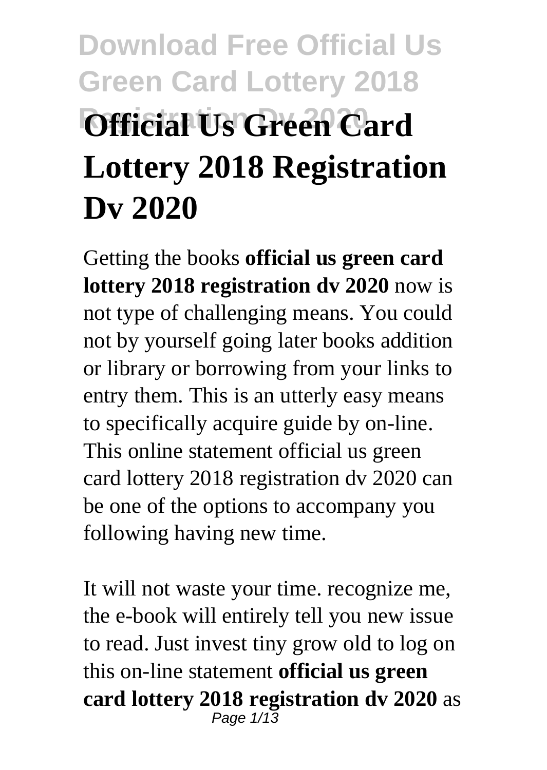# Official Us Green Card Lottery 2018 Registration Dv 2020

Getting the books **official us green card lottery 2018 registration dv 2020** now is not type of challenging means. You could not by yourself going later books addition or library or borrowing from your links to entry them. This is an utterly easy means to specifically acquire guide by on-line. This online statement official us green card lottery 2018 registration dv 2020 can be one of the options to accompany you following having new time.

It will not waste your time. recognize me, the e-book will entirely tell you new issue to read. Just invest tiny grow old to log on this on-line statement **official us green card lottery 2018 registration dv 2020** as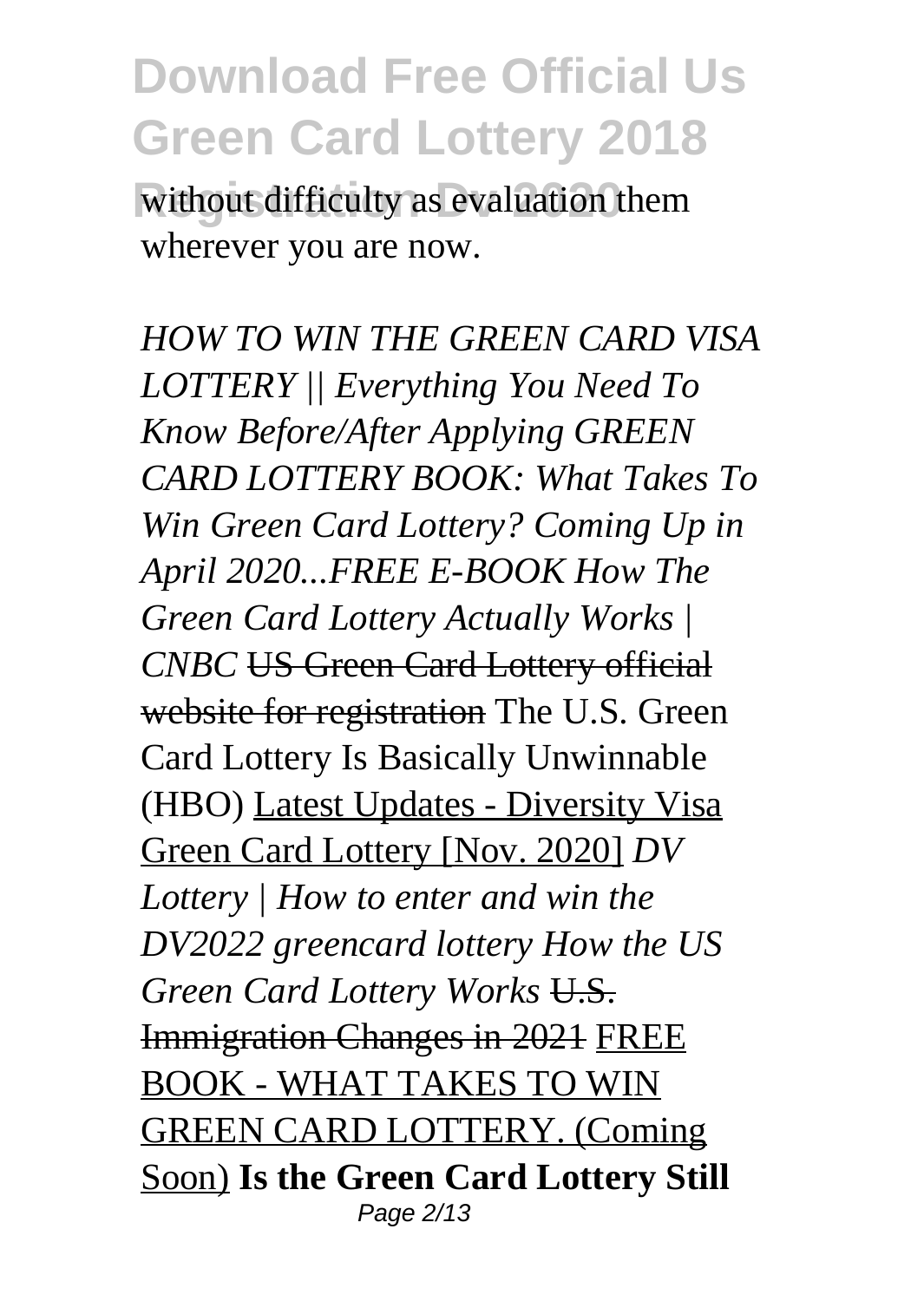without difficulty as evaluation them wherever you are now.

*HOW TO WIN THE GREEN CARD VISA LOTTERY || Everything You Need To Know Before/After Applying GREEN CARD LOTTERY BOOK: What Takes To Win Green Card Lottery? Coming Up in April 2020...FREE E-BOOK How The Green Card Lottery Actually Works | CNBC* ~~US Green Card Lottery official website for registration~~ The U.S. Green Card Lottery Is Basically Unwinnable (HBO) Latest Updates - Diversity Visa Green Card Lottery [Nov. 2020] *DV Lottery | How to enter and win the DV2022 greencard lottery How the US Green Card Lottery Works* ~~U.S. Immigration Changes in 2021~~ FREE BOOK - WHAT TAKES TO WIN GREEN CARD LOTTERY. (Coming Soon) **Is the Green Card Lottery Still**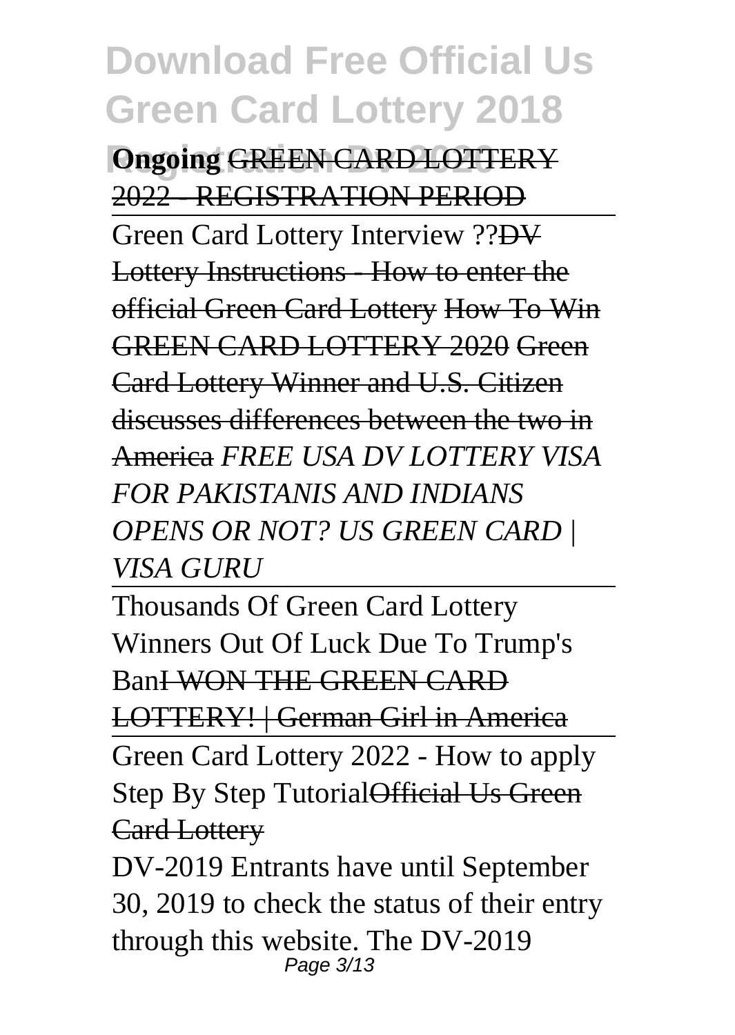**Ongoing** GREEN CARD LOTTERY 2022 - REGISTRATION PERIOD

Green Card Lottery Interview ??DV Lottery Instructions - How to enter the official Green Card Lottery How To Win GREEN CARD LOTTERY 2020 Green Card Lottery Winner and U.S. Citizen discusses differences between the two in America *FREE USA DV LOTTERY VISA FOR PAKISTANIS AND INDIANS OPENS OR NOT? US GREEN CARD | VISA GURU*

Thousands Of Green Card Lottery Winners Out Of Luck Due To Trump's BanI WON THE GREEN CARD LOTTERY! | German Girl in America

Green Card Lottery 2022 - How to apply Step By Step TutorialOfficial Us Green Card Lottery

DV-2019 Entrants have until September 30, 2019 to check the status of their entry through this website. The DV-2019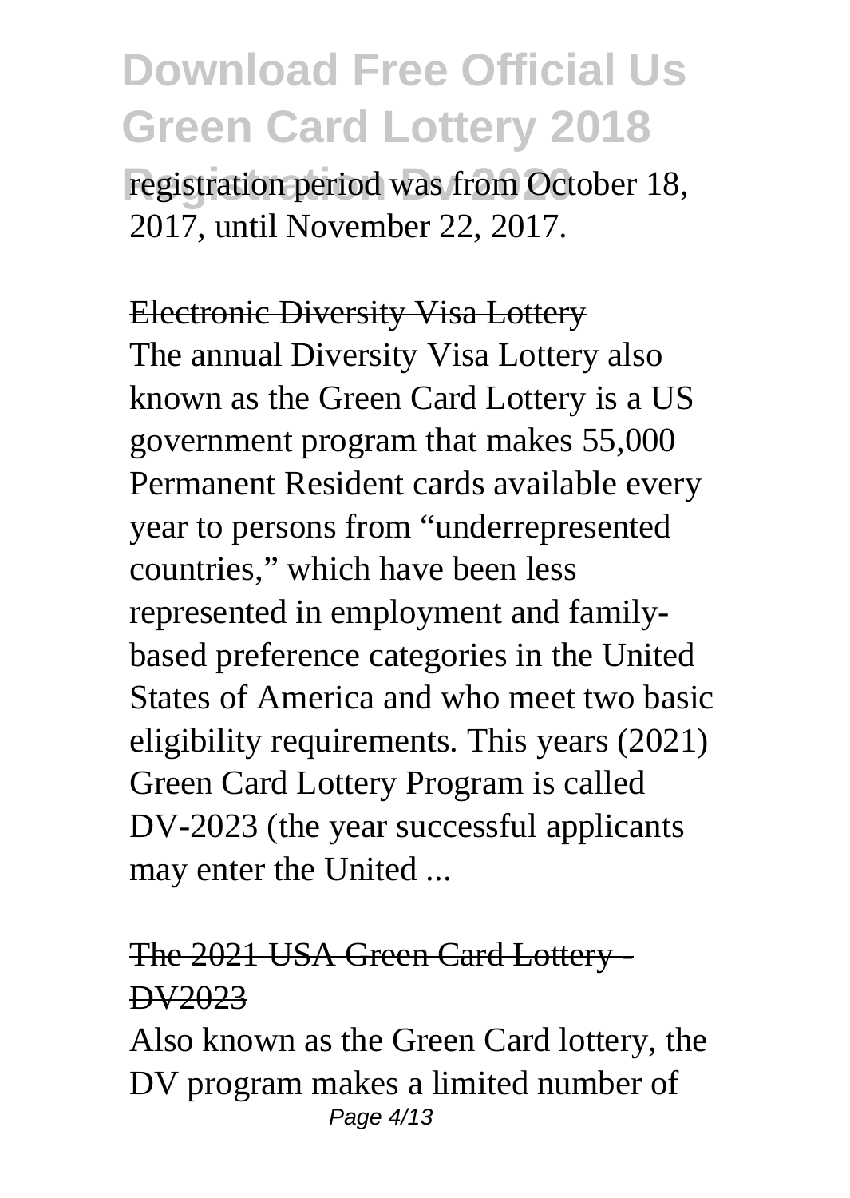registration period was from October 18, 2017, until November 22, 2017.

## Electronic Diversity Visa Lottery

The annual Diversity Visa Lottery also known as the Green Card Lottery is a US government program that makes 55,000 Permanent Resident cards available every year to persons from "underrepresented countries," which have been less represented in employment and family-based preference categories in the United States of America and who meet two basic eligibility requirements. This years (2021) Green Card Lottery Program is called DV-2023 (the year successful applicants may enter the United ...

## The 2021 USA Green Card Lottery - DV2023

Also known as the Green Card lottery, the DV program makes a limited number of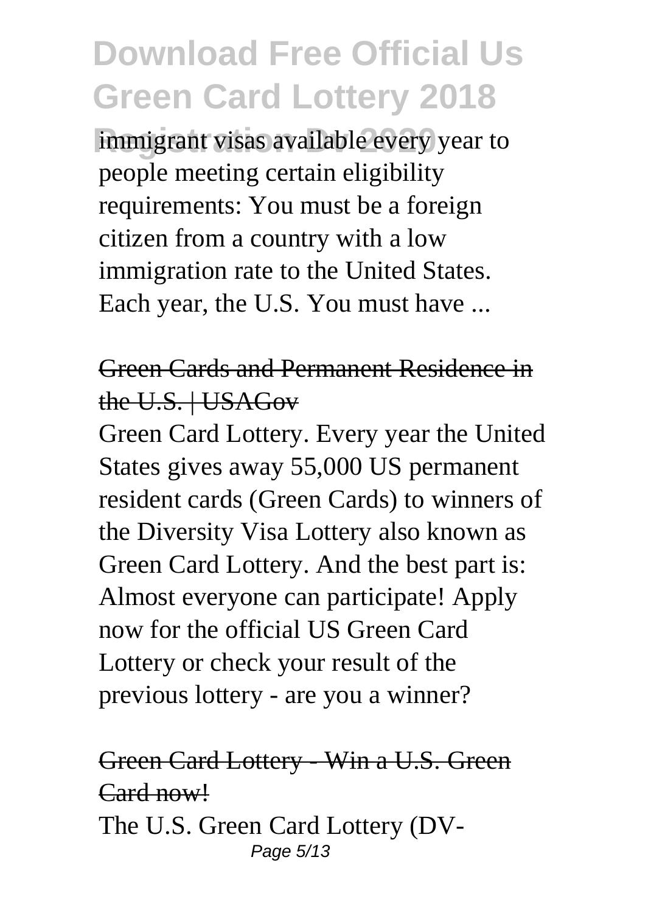immigrant visas available every year to people meeting certain eligibility requirements: You must be a foreign citizen from a country with a low immigration rate to the United States. Each year, the U.S. You must have ...

Green Cards and Permanent Residence in the U.S. | USAGov

Green Card Lottery. Every year the United States gives away 55,000 US permanent resident cards (Green Cards) to winners of the Diversity Visa Lottery also known as Green Card Lottery. And the best part is: Almost everyone can participate! Apply now for the official US Green Card Lottery or check your result of the previous lottery - are you a winner?

Green Card Lottery - Win a U.S. Green Card now!

The U.S. Green Card Lottery (DV-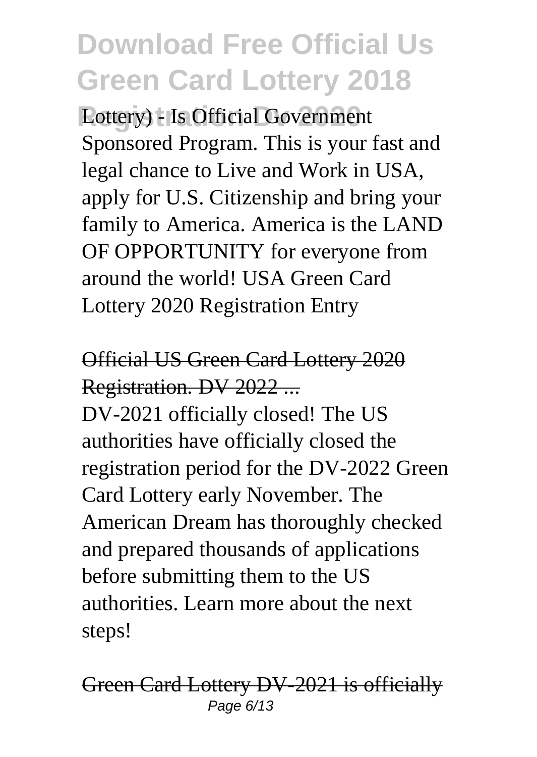Lottery) - Is Official Government Sponsored Program. This is your fast and legal chance to Live and Work in USA, apply for U.S. Citizenship and bring your family to America. America is the LAND OF OPPORTUNITY for everyone from around the world! USA Green Card Lottery 2020 Registration Entry

Official US Green Card Lottery 2020 Registration. DV 2022 ...

DV-2021 officially closed! The US authorities have officially closed the registration period for the DV-2022 Green Card Lottery early November. The American Dream has thoroughly checked and prepared thousands of applications before submitting them to the US authorities. Learn more about the next steps!

Green Card Lottery DV-2021 is officially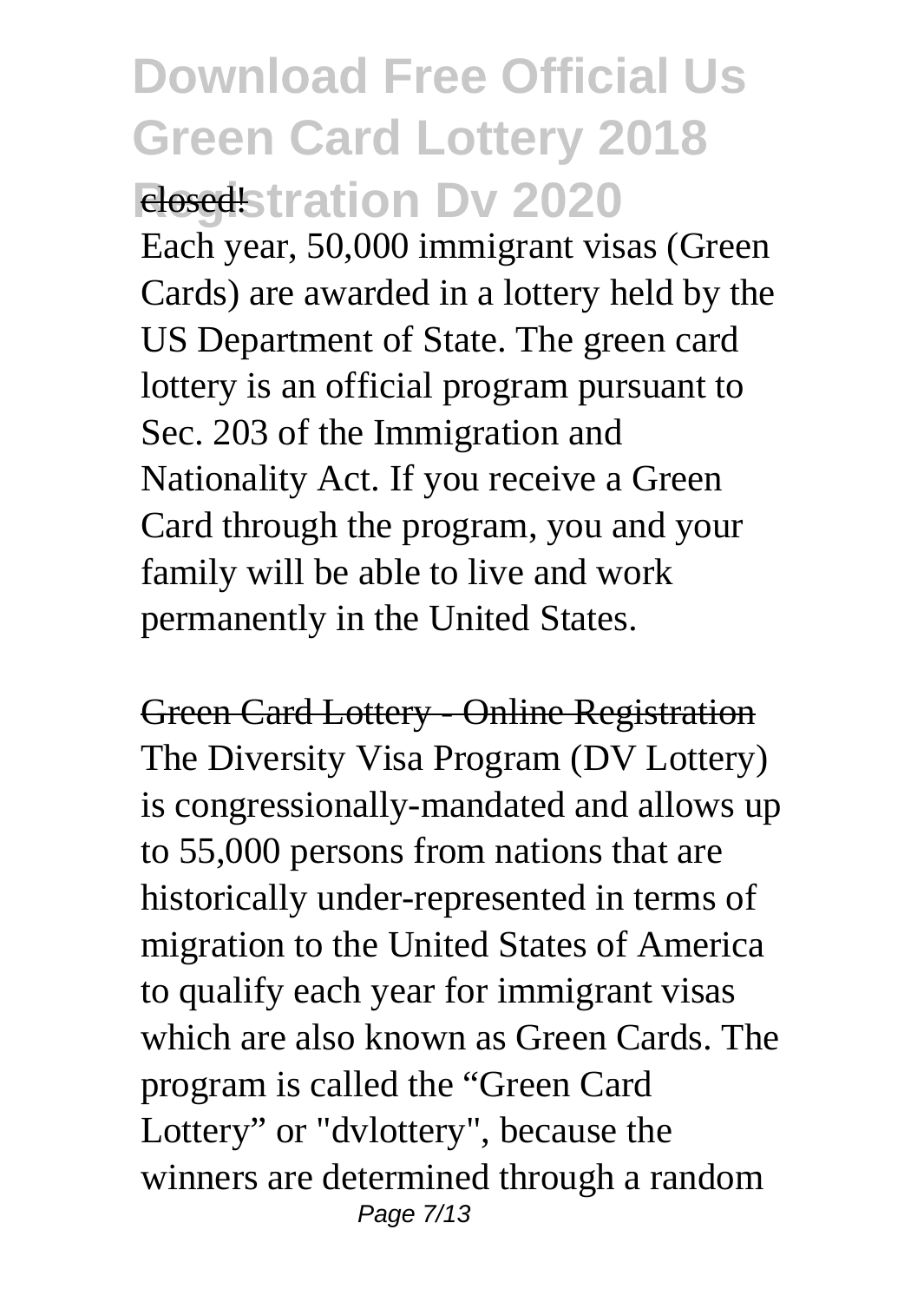closed!

Each year, 50,000 immigrant visas (Green Cards) are awarded in a lottery held by the US Department of State. The green card lottery is an official program pursuant to Sec. 203 of the Immigration and Nationality Act. If you receive a Green Card through the program, you and your family will be able to live and work permanently in the United States.

Green Card Lottery - Online Registration

The Diversity Visa Program (DV Lottery) is congressionally-mandated and allows up to 55,000 persons from nations that are historically under-represented in terms of migration to the United States of America to qualify each year for immigrant visas which are also known as Green Cards. The program is called the "Green Card Lottery" or "dvlottery", because the winners are determined through a random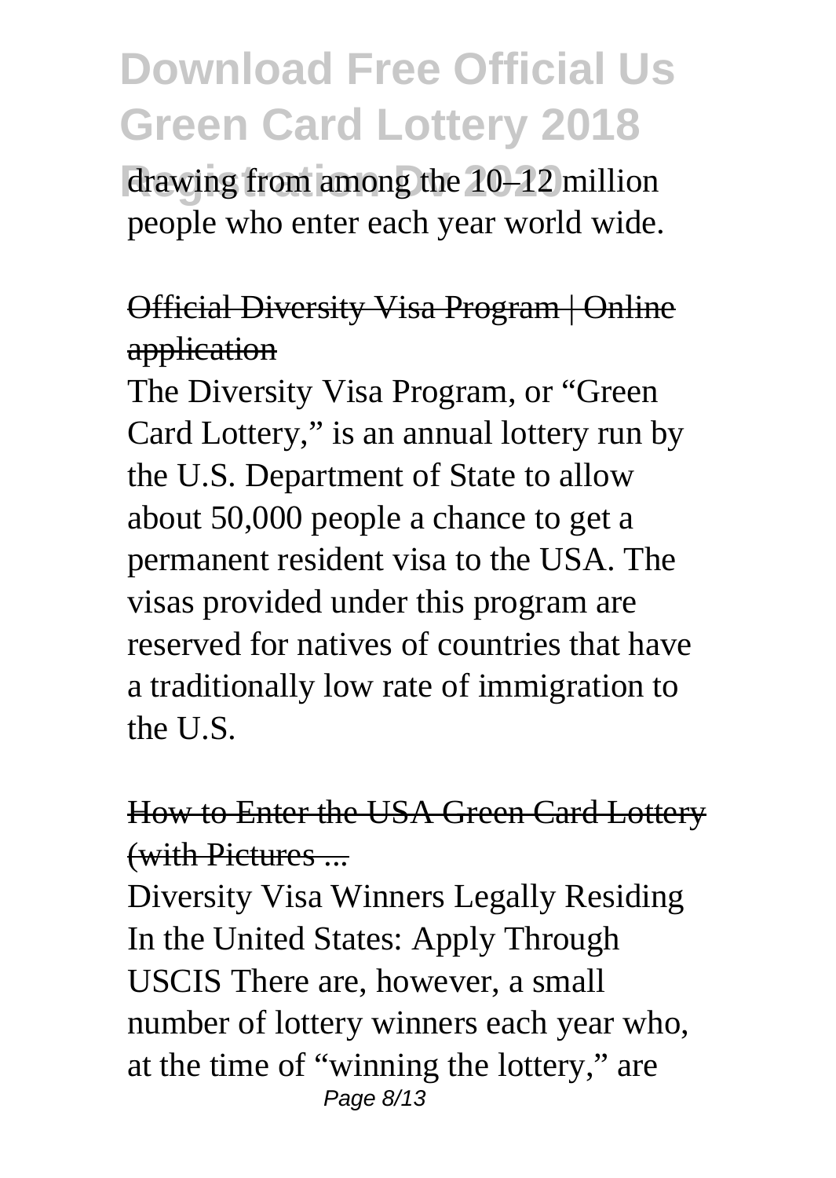drawing from among the 10–12 million people who enter each year world wide.

Official Diversity Visa Program | Online application

The Diversity Visa Program, or "Green Card Lottery," is an annual lottery run by the U.S. Department of State to allow about 50,000 people a chance to get a permanent resident visa to the USA. The visas provided under this program are reserved for natives of countries that have a traditionally low rate of immigration to the U.S.

How to Enter the USA Green Card Lottery (with Pictures ...

Diversity Visa Winners Legally Residing In the United States: Apply Through USCIS There are, however, a small number of lottery winners each year who, at the time of "winning the lottery," are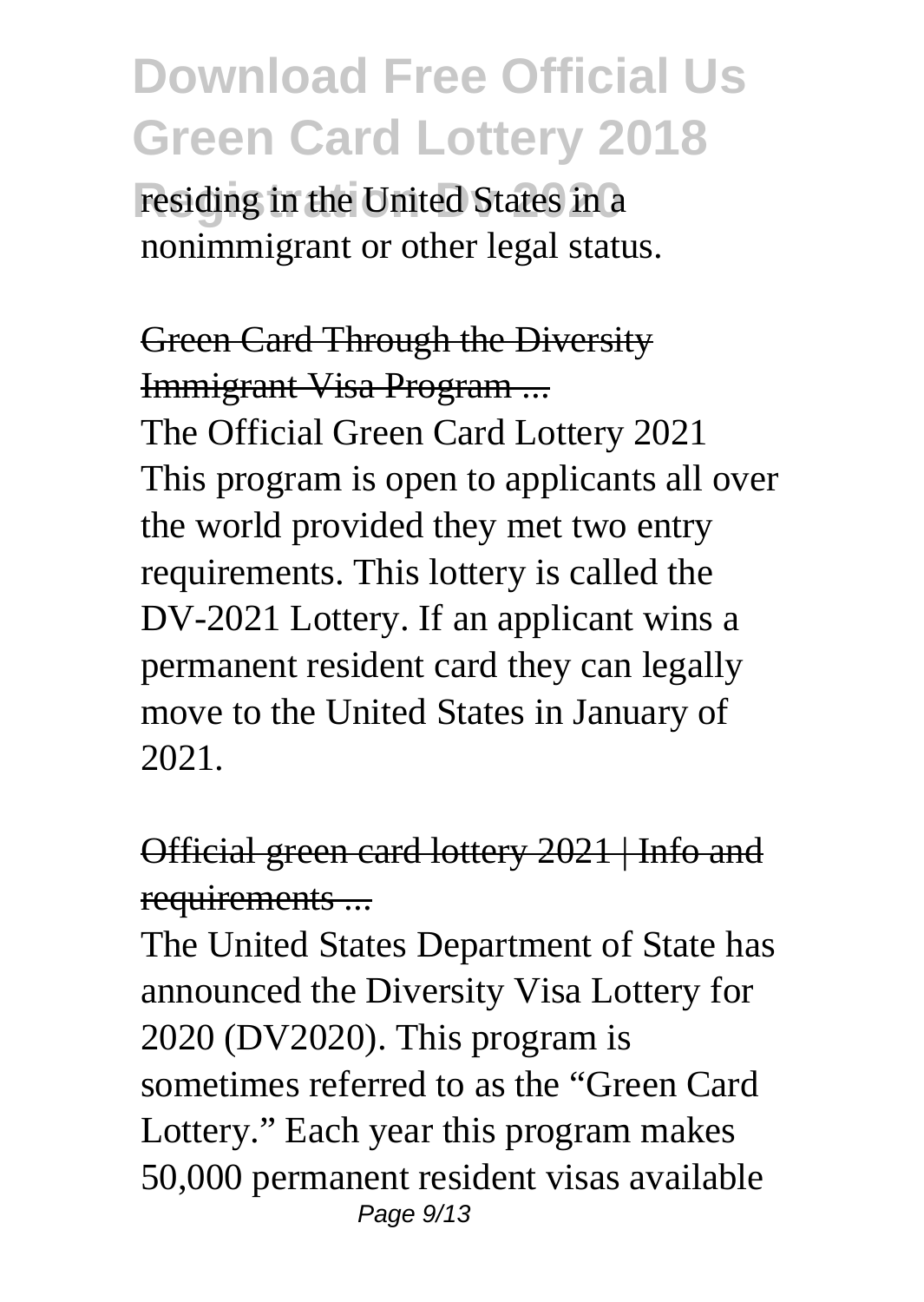residing in the United States in a nonimmigrant or other legal status.

Green Card Through the Diversity Immigrant Visa Program ...

The Official Green Card Lottery 2021 This program is open to applicants all over the world provided they met two entry requirements. This lottery is called the DV-2021 Lottery. If an applicant wins a permanent resident card they can legally move to the United States in January of 2021.

Official green card lottery 2021 | Info and requirements ...

The United States Department of State has announced the Diversity Visa Lottery for 2020 (DV2020). This program is sometimes referred to as the "Green Card Lottery." Each year this program makes 50,000 permanent resident visas available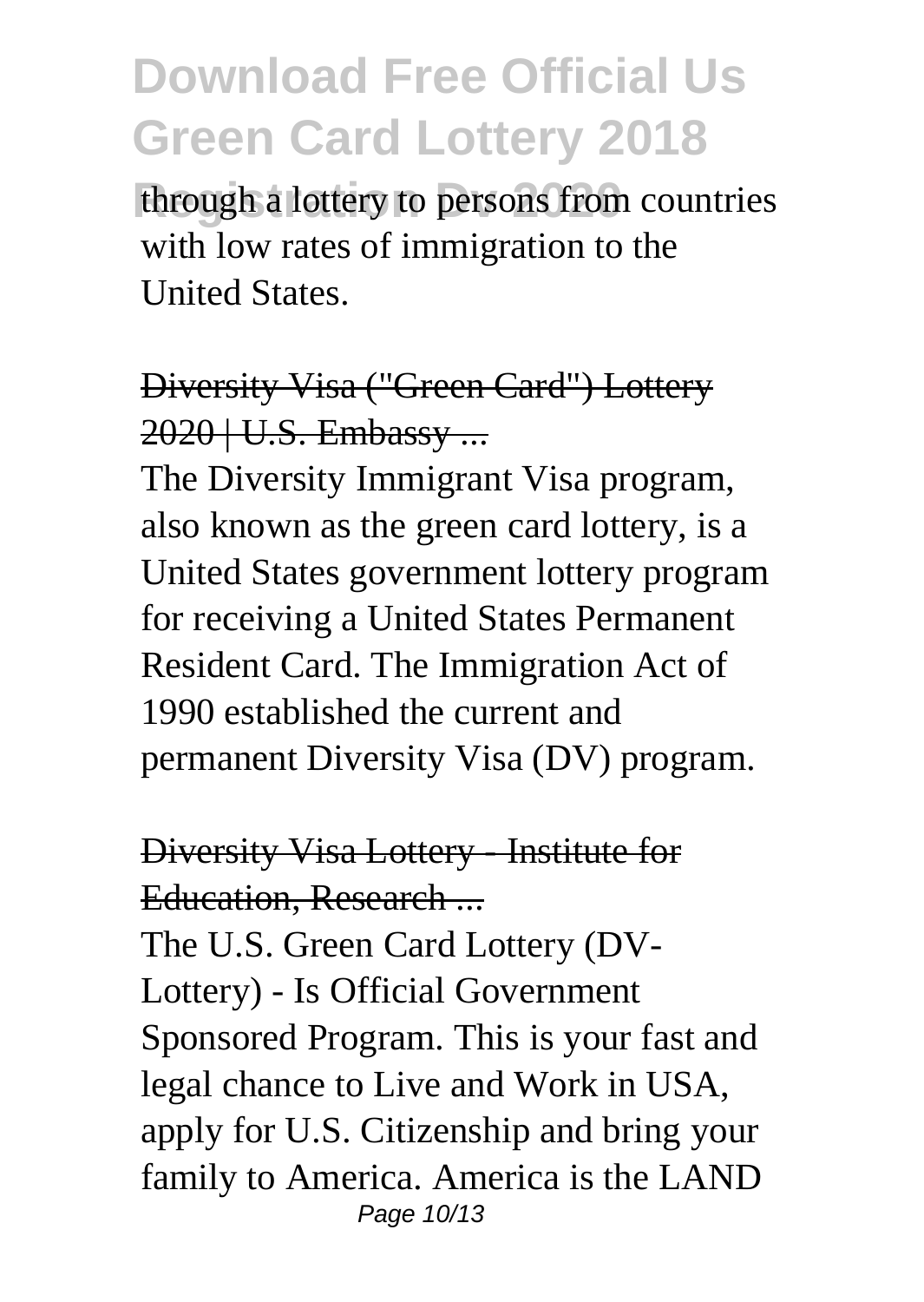through a lottery to persons from countries with low rates of immigration to the United States.

## Diversity Visa ("Green Card") Lottery 2020 | U.S. Embassy ...

The Diversity Immigrant Visa program, also known as the green card lottery, is a United States government lottery program for receiving a United States Permanent Resident Card. The Immigration Act of 1990 established the current and permanent Diversity Visa (DV) program.

## Diversity Visa Lottery - Institute for Education, Research ...

The U.S. Green Card Lottery (DV-Lottery) - Is Official Government Sponsored Program. This is your fast and legal chance to Live and Work in USA, apply for U.S. Citizenship and bring your family to America. America is the LAND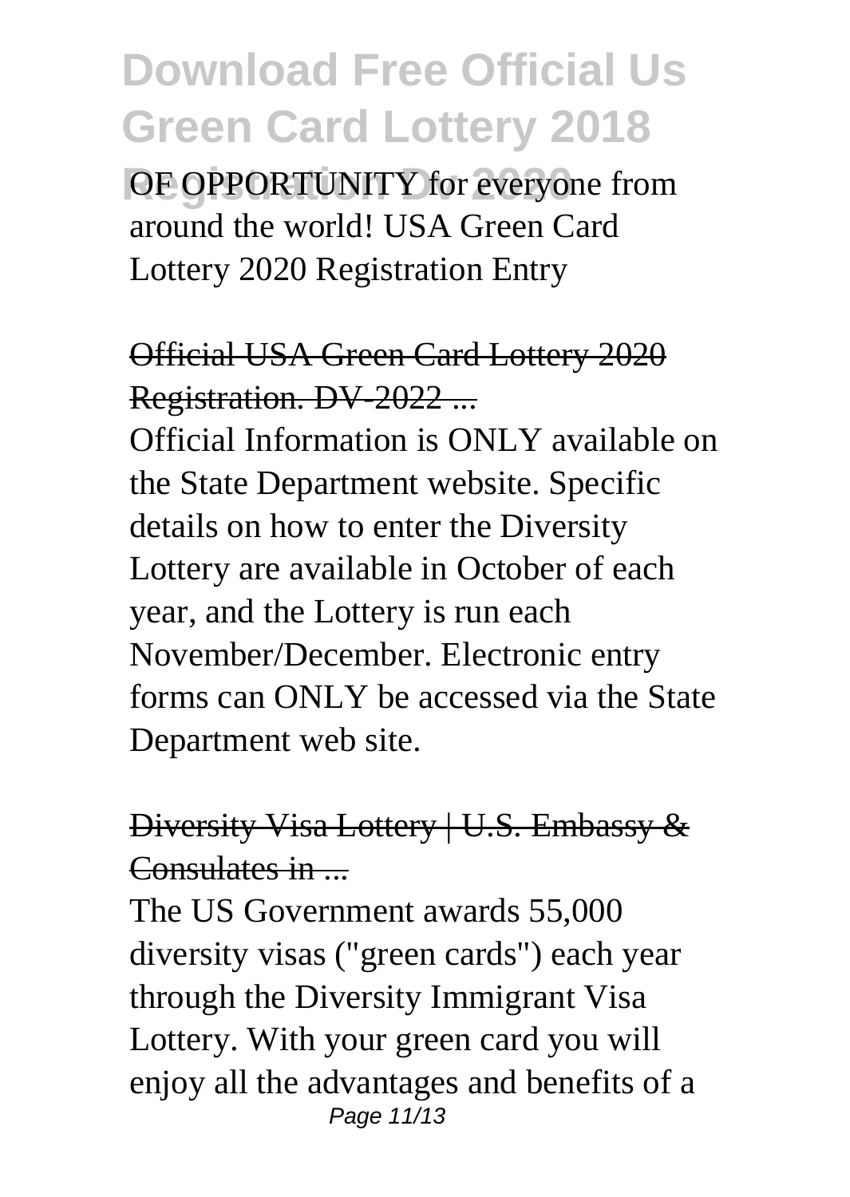OF OPPORTUNITY for everyone from around the world! USA Green Card Lottery 2020 Registration Entry

## Official USA Green Card Lottery 2020 Registration. DV-2022 ...

Official Information is ONLY available on the State Department website. Specific details on how to enter the Diversity Lottery are available in October of each year, and the Lottery is run each November/December. Electronic entry forms can ONLY be accessed via the State Department web site.

## Diversity Visa Lottery | U.S. Embassy & Consulates in ...

The US Government awards 55,000 diversity visas ("green cards") each year through the Diversity Immigrant Visa Lottery. With your green card you will enjoy all the advantages and benefits of a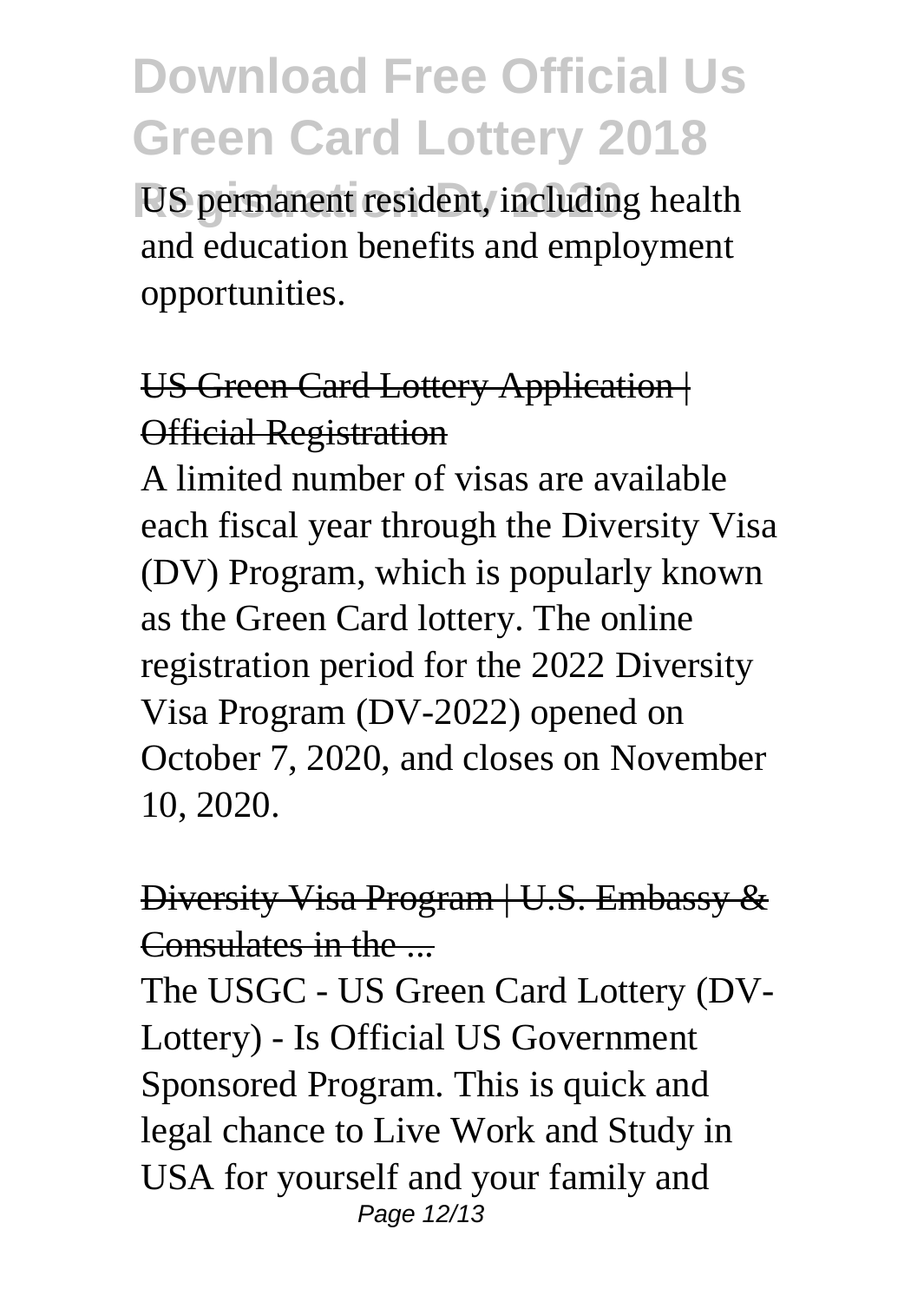US permanent resident, including health and education benefits and employment opportunities.

### US Green Card Lottery Application | Official Registration

A limited number of visas are available each fiscal year through the Diversity Visa (DV) Program, which is popularly known as the Green Card lottery. The online registration period for the 2022 Diversity Visa Program (DV-2022) opened on October 7, 2020, and closes on November 10, 2020.

### Diversity Visa Program | U.S. Embassy & Consulates in the ...

The USGC - US Green Card Lottery (DV-Lottery) - Is Official US Government Sponsored Program. This is quick and legal chance to Live Work and Study in USA for yourself and your family and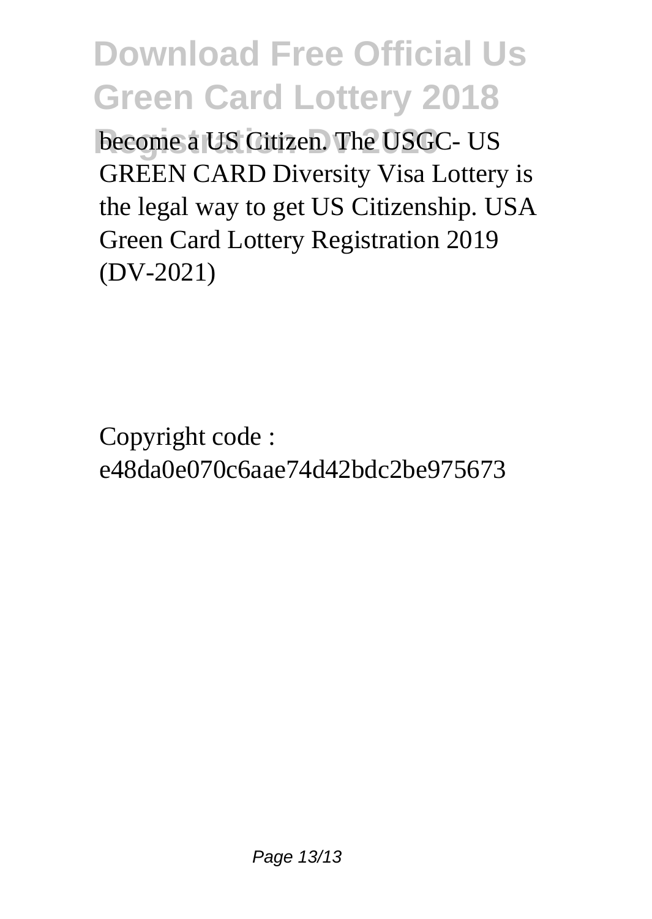become a US Citizen. The USGC- US GREEN CARD Diversity Visa Lottery is the legal way to get US Citizenship. USA Green Card Lottery Registration 2019 (DV-2021)

Copyright code : e48da0e070c6aae74d42bdc2be975673